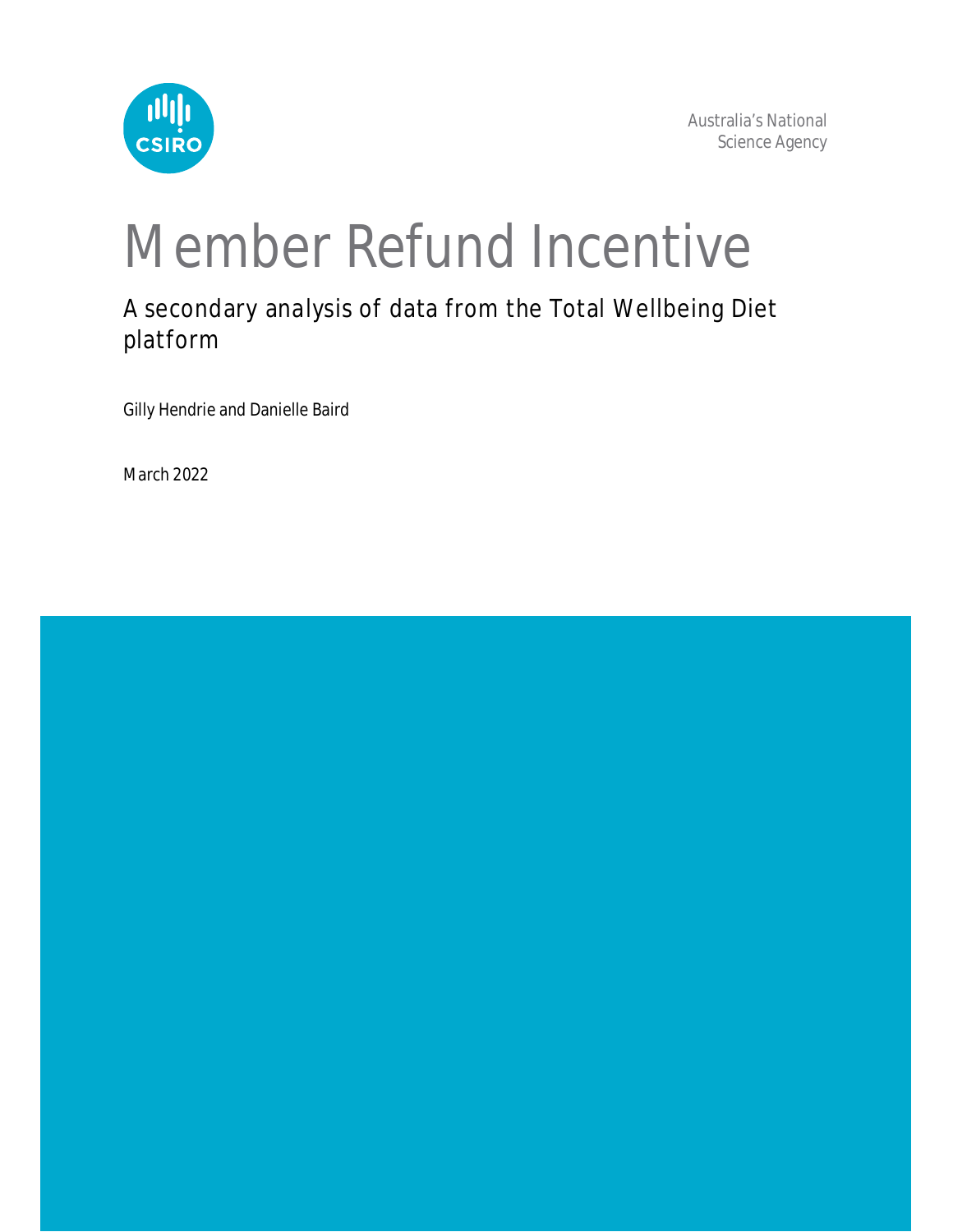CSIRO

Australia's National Science Agency

# Member Refund Incentive

## A secondary analysis of data from the Total Wellbeing Diet platform

Gilly Hendrie and Danielle Baird

March 2022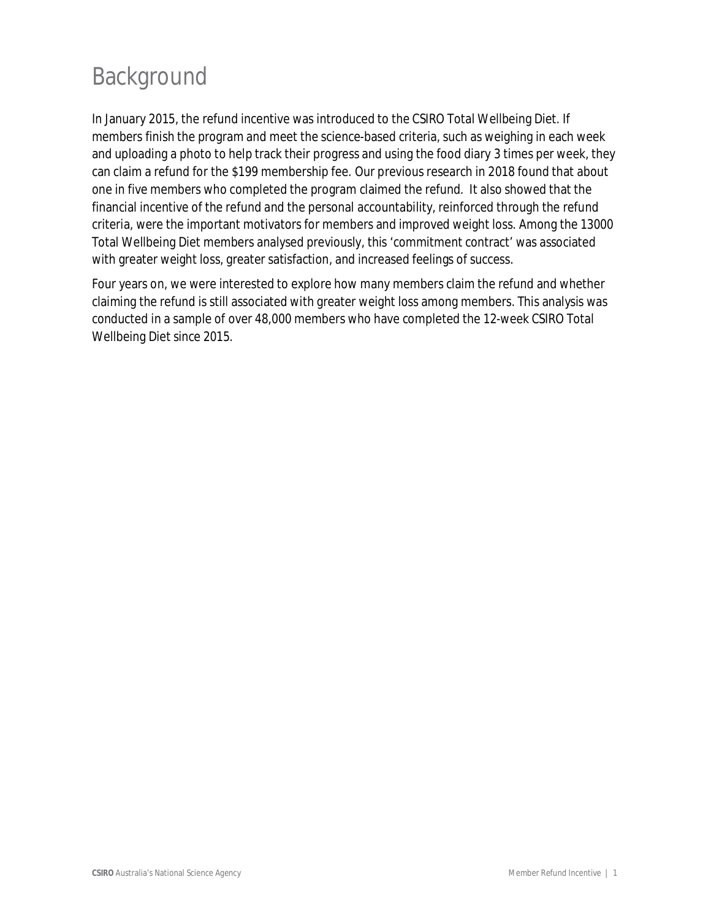# Background

In January 2015, the refund incentive was introduced to the CSIRO Total Wellbeing Diet. If members finish the program and meet the science-based criteria, such as weighing in each week and uploading a photo to help track their progress and using the food diary 3 times per week, they can claim a refund for the $199 membership fee. Our previous research in 2018 found that about one in five members who completed the program claimed the refund. It also showed that the financial incentive of the refund and the personal accountability, reinforced through the refund criteria, were the important motivators for members and improved weight loss. Among the 13000 Total Wellbeing Diet members analysed previously, this 'commitment contract' was associated with greater weight loss, greater satisfaction, and increased feelings of success.

Four years on, we were interested to explore how many members claim the refund and whether claiming the refund is still associated with greater weight loss among members. This analysis was conducted in a sample of over 48,000 members who have completed the 12-week CSIRO Total Wellbeing Diet since 2015.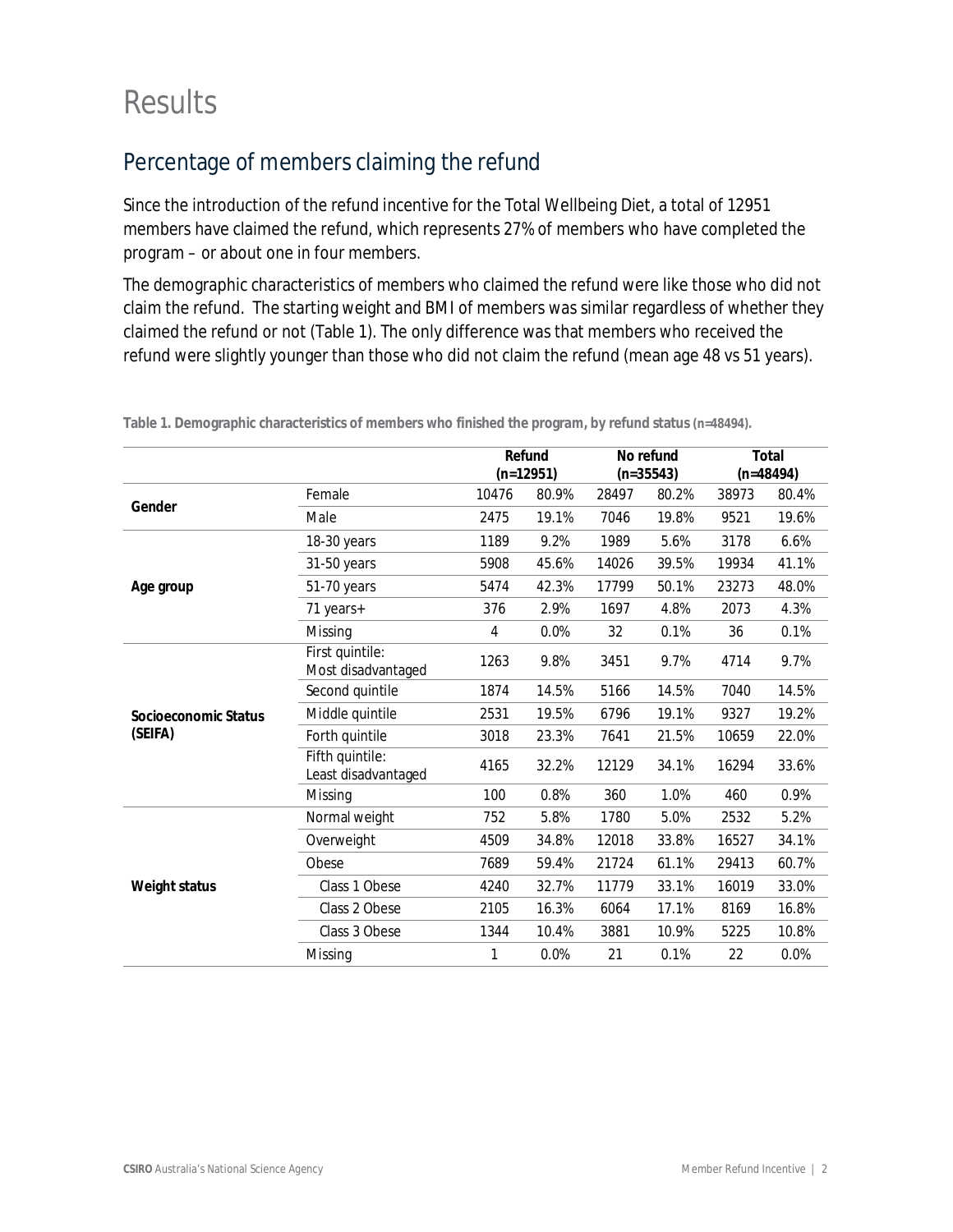# Results

## Percentage of members claiming the refund

Since the introduction of the refund incentive for the Total Wellbeing Diet, a total of 12951 members have claimed the refund, which represents 27% of members who have completed the program – or about one in four members.

The demographic characteristics of members who claimed the refund were like those who did not claim the refund. The starting weight and BMI of members was similar regardless of whether they claimed the refund or not (Table 1). The only difference was that members who received the refund were slightly younger than those who did not claim the refund (mean age 48 vs 51 years).

**Table 1. Demographic characteristics of members who finished the program, by refund status (n=48494).**

| | | Refund (n=12951) | | No refund (n=35543) | | Total (n=48494) | |
|---|---|---|---|---|---|---|---|
| **Gender** | Female | 10476 | 80.9% | 28497 | 80.2% | 38973 | 80.4% |
| | Male | 2475 | 19.1% | 7046 | 19.8% | 9521 | 19.6% |
| **Age group** | 18-30 years | 1189 | 9.2% | 1989 | 5.6% | 3178 | 6.6% |
| | 31-50 years | 5908 | 45.6% | 14026 | 39.5% | 19934 | 41.1% |
| | 51-70 years | 5474 | 42.3% | 17799 | 50.1% | 23273 | 48.0% |
| | 71 years+ | 376 | 2.9% | 1697 | 4.8% | 2073 | 4.3% |
| | Missing | 4 | 0.0% | 32 | 0.1% | 36 | 0.1% |
| **Socioeconomic Status (SEIFA)** | First quintile: Most disadvantaged | 1263 | 9.8% | 3451 | 9.7% | 4714 | 9.7% |
| | Second quintile | 1874 | 14.5% | 5166 | 14.5% | 7040 | 14.5% |
| | Middle quintile | 2531 | 19.5% | 6796 | 19.1% | 9327 | 19.2% |
| | Forth quintile | 3018 | 23.3% | 7641 | 21.5% | 10659 | 22.0% |
| | Fifth quintile: Least disadvantaged | 4165 | 32.2% | 12129 | 34.1% | 16294 | 33.6% |
| | Missing | 100 | 0.8% | 360 | 1.0% | 460 | 0.9% |
| **Weight status** | Normal weight | 752 | 5.8% | 1780 | 5.0% | 2532 | 5.2% |
| | Overweight | 4509 | 34.8% | 12018 | 33.8% | 16527 | 34.1% |
| | Obese | 7689 | 59.4% | 21724 | 61.1% | 29413 | 60.7% |
| | Class 1 Obese | 4240 | 32.7% | 11779 | 33.1% | 16019 | 33.0% |
| | Class 2 Obese | 2105 | 16.3% | 6064 | 17.1% | 8169 | 16.8% |
| | Class 3 Obese | 1344 | 10.4% | 3881 | 10.9% | 5225 | 10.8% |
| | Missing | 1 | 0.0% | 21 | 0.1% | 22 | 0.0% |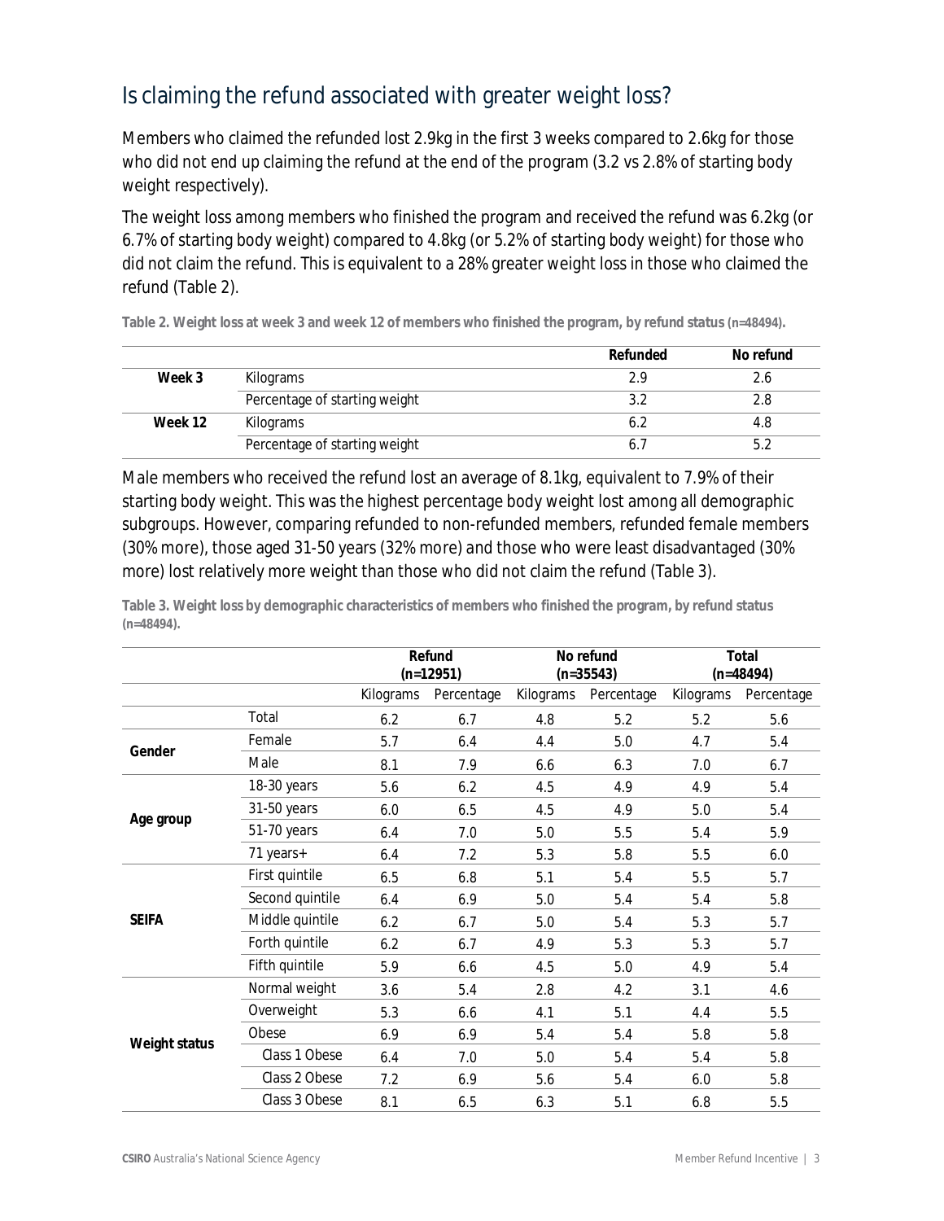## Is claiming the refund associated with greater weight loss?

Members who claimed the refunded lost 2.9kg in the first 3 weeks compared to 2.6kg for those who did not end up claiming the refund at the end of the program (3.2 vs 2.8% of starting body weight respectively).

The weight loss among members who finished the program and received the refund was 6.2kg (or 6.7% of starting body weight) compared to 4.8kg (or 5.2% of starting body weight) for those who did not claim the refund. This is equivalent to a 28% greater weight loss in those who claimed the refund (Table 2).

**Table 2. Weight loss at week 3 and week 12 of members who finished the program, by refund status (n=48494).**

| | | Refunded | No refund |
|---|---|---|---|
| **Week 3** | Kilograms | 2.9 | 2.6 |
| | Percentage of starting weight | 3.2 | 2.8 |
| **Week 12** | Kilograms | 6.2 | 4.8 |
| | Percentage of starting weight | 6.7 | 5.2 |

Male members who received the refund lost an average of 8.1kg, equivalent to 7.9% of their starting body weight. This was the highest percentage body weight lost among all demographic subgroups. However, comparing refunded to non-refunded members, refunded female members (30% more), those aged 31-50 years (32% more) and those who were least disadvantaged (30% more) lost relatively more weight than those who did not claim the refund (Table 3).

**Table 3. Weight loss by demographic characteristics of members who finished the program, by refund status (n=48494).**

| | | Refund (n=12951) | | No refund (n=35543) | | Total (n=48494) | |
|---|---|---|---|---|---|---|---|
| | | Kilograms | Percentage | Kilograms | Percentage | Kilograms | Percentage |
| | Total | 6.2 | 6.7 | 4.8 | 5.2 | 5.2 | 5.6 |
| **Gender** | Female | 5.7 | 6.4 | 4.4 | 5.0 | 4.7 | 5.4 |
| | Male | 8.1 | 7.9 | 6.6 | 6.3 | 7.0 | 6.7 |
| **Age group** | 18-30 years | 5.6 | 6.2 | 4.5 | 4.9 | 4.9 | 5.4 |
| | 31-50 years | 6.0 | 6.5 | 4.5 | 4.9 | 5.0 | 5.4 |
| | 51-70 years | 6.4 | 7.0 | 5.0 | 5.5 | 5.4 | 5.9 |
| | 71 years+ | 6.4 | 7.2 | 5.3 | 5.8 | 5.5 | 6.0 |
| **SEIFA** | First quintile | 6.5 | 6.8 | 5.1 | 5.4 | 5.5 | 5.7 |
| | Second quintile | 6.4 | 6.9 | 5.0 | 5.4 | 5.4 | 5.8 |
| | Middle quintile | 6.2 | 6.7 | 5.0 | 5.4 | 5.3 | 5.7 |
| | Forth quintile | 6.2 | 6.7 | 4.9 | 5.3 | 5.3 | 5.7 |
| | Fifth quintile | 5.9 | 6.6 | 4.5 | 5.0 | 4.9 | 5.4 |
| **Weight status** | Normal weight | 3.6 | 5.4 | 2.8 | 4.2 | 3.1 | 4.6 |
| | Overweight | 5.3 | 6.6 | 4.1 | 5.1 | 4.4 | 5.5 |
| | Obese | 6.9 | 6.9 | 5.4 | 5.4 | 5.8 | 5.8 |
| | Class 1 Obese | 6.4 | 7.0 | 5.0 | 5.4 | 5.4 | 5.8 |
| | Class 2 Obese | 7.2 | 6.9 | 5.6 | 5.4 | 6.0 | 5.8 |
| | Class 3 Obese | 8.1 | 6.5 | 6.3 | 5.1 | 6.8 | 5.5 |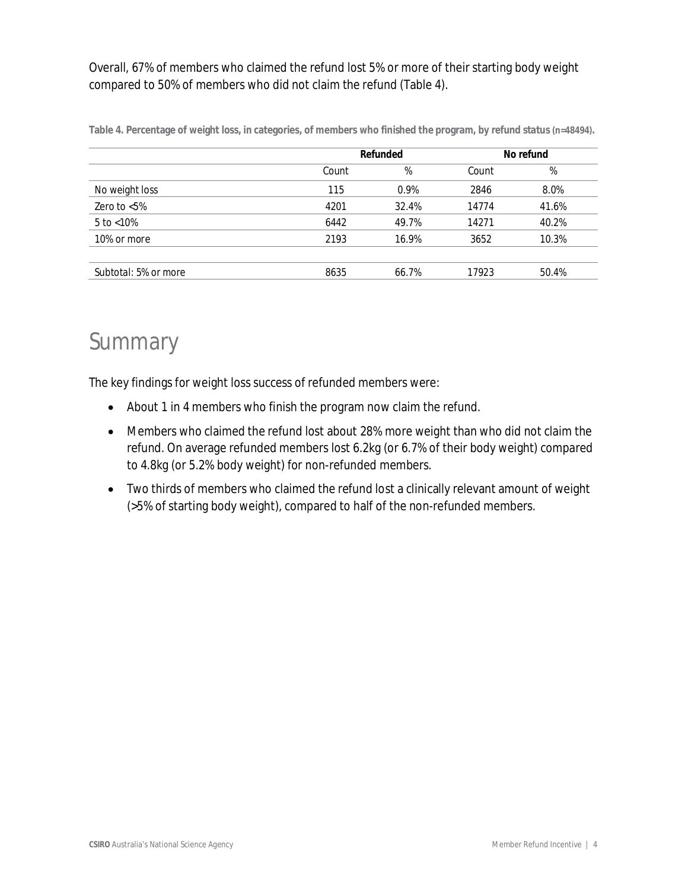Overall, 67% of members who claimed the refund lost 5% or more of their starting body weight compared to 50% of members who did not claim the refund (Table 4).

**Table 4. Percentage of weight loss, in categories, of members who finished the program, by refund status (n=48494).**

| | Refunded | | No refund | |
|---|---|---|---|---|
| | Count | % | Count | % |
| No weight loss | 115 | 0.9% | 2846 | 8.0% |
| Zero to <5% | 4201 | 32.4% | 14774 | 41.6% |
| 5 to <10% | 6442 | 49.7% | 14271 | 40.2% |
| 10% or more | 2193 | 16.9% | 3652 | 10.3% |
| | | | | |
| Subtotal: 5% or more | 8635 | 66.7% | 17923 | 50.4% |

# Summary

The key findings for weight loss success of refunded members were:

- About 1 in 4 members who finish the program now claim the refund.
- Members who claimed the refund lost about 28% more weight than who did not claim the refund. On average refunded members lost 6.2kg (or 6.7% of their body weight) compared to 4.8kg (or 5.2% body weight) for non-refunded members.
- Two thirds of members who claimed the refund lost a clinically relevant amount of weight (>5% of starting body weight), compared to half of the non-refunded members.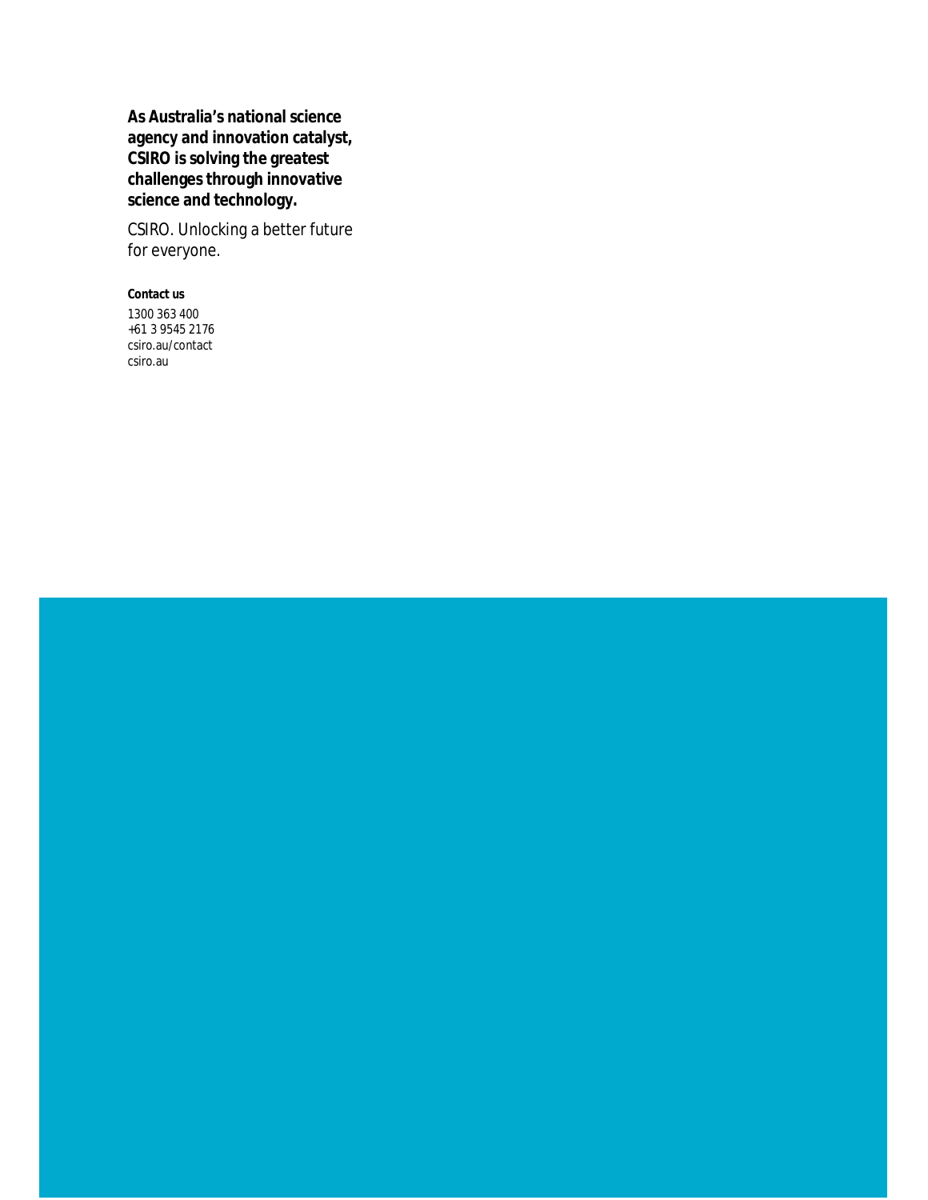**As Australia's national science agency and innovation catalyst, CSIRO is solving the greatest challenges through innovative science and technology.**

CSIRO. Unlocking a better future for everyone.

**Contact us**

1300 363 400
+61 3 9545 2176
csiro.au/contact
csiro.au